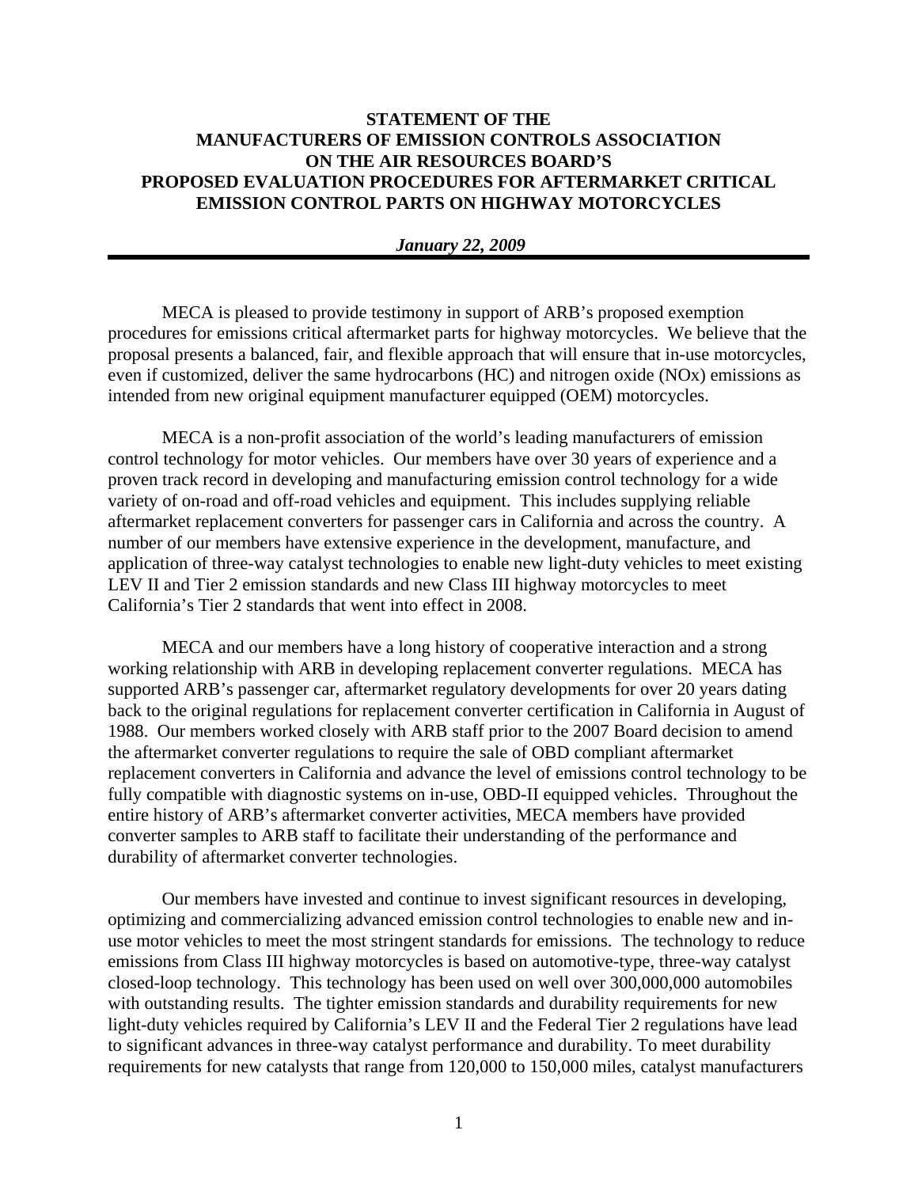# STATEMENT OF THE MANUFACTURERS OF EMISSION CONTROLS ASSOCIATION ON THE AIR RESOURCES BOARD'S PROPOSED EVALUATION PROCEDURES FOR AFTERMARKET CRITICAL EMISSION CONTROL PARTS ON HIGHWAY MOTORCYCLES

***January 22, 2009***

---

MECA is pleased to provide testimony in support of ARB's proposed exemption procedures for emissions critical aftermarket parts for highway motorcycles. We believe that the proposal presents a balanced, fair, and flexible approach that will ensure that in-use motorcycles, even if customized, deliver the same hydrocarbons (HC) and nitrogen oxide (NOx) emissions as intended from new original equipment manufacturer equipped (OEM) motorcycles.

MECA is a non-profit association of the world's leading manufacturers of emission control technology for motor vehicles. Our members have over 30 years of experience and a proven track record in developing and manufacturing emission control technology for a wide variety of on-road and off-road vehicles and equipment. This includes supplying reliable aftermarket replacement converters for passenger cars in California and across the country. A number of our members have extensive experience in the development, manufacture, and application of three-way catalyst technologies to enable new light-duty vehicles to meet existing LEV II and Tier 2 emission standards and new Class III highway motorcycles to meet California's Tier 2 standards that went into effect in 2008.

MECA and our members have a long history of cooperative interaction and a strong working relationship with ARB in developing replacement converter regulations. MECA has supported ARB's passenger car, aftermarket regulatory developments for over 20 years dating back to the original regulations for replacement converter certification in California in August of 1988. Our members worked closely with ARB staff prior to the 2007 Board decision to amend the aftermarket converter regulations to require the sale of OBD compliant aftermarket replacement converters in California and advance the level of emissions control technology to be fully compatible with diagnostic systems on in-use, OBD-II equipped vehicles. Throughout the entire history of ARB's aftermarket converter activities, MECA members have provided converter samples to ARB staff to facilitate their understanding of the performance and durability of aftermarket converter technologies.

Our members have invested and continue to invest significant resources in developing, optimizing and commercializing advanced emission control technologies to enable new and in-use motor vehicles to meet the most stringent standards for emissions. The technology to reduce emissions from Class III highway motorcycles is based on automotive-type, three-way catalyst closed-loop technology. This technology has been used on well over 300,000,000 automobiles with outstanding results. The tighter emission standards and durability requirements for new light-duty vehicles required by California's LEV II and the Federal Tier 2 regulations have lead to significant advances in three-way catalyst performance and durability. To meet durability requirements for new catalysts that range from 120,000 to 150,000 miles, catalyst manufacturers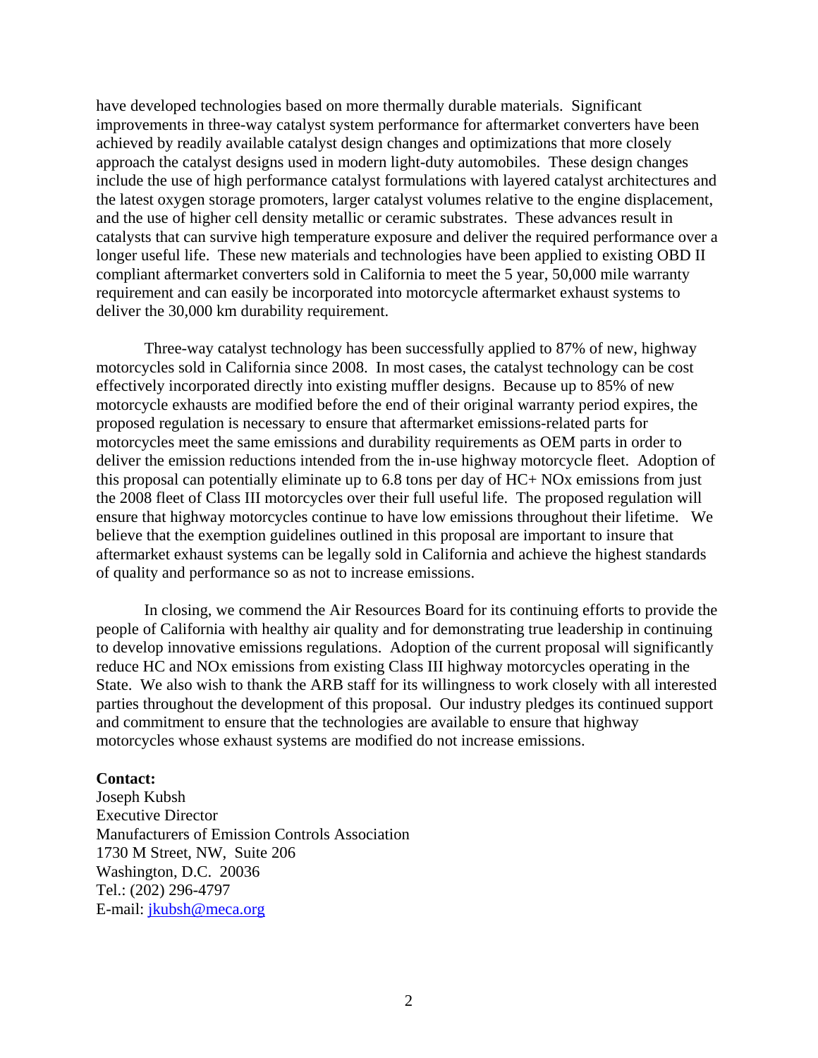have developed technologies based on more thermally durable materials. Significant improvements in three-way catalyst system performance for aftermarket converters have been achieved by readily available catalyst design changes and optimizations that more closely approach the catalyst designs used in modern light-duty automobiles. These design changes include the use of high performance catalyst formulations with layered catalyst architectures and the latest oxygen storage promoters, larger catalyst volumes relative to the engine displacement, and the use of higher cell density metallic or ceramic substrates. These advances result in catalysts that can survive high temperature exposure and deliver the required performance over a longer useful life. These new materials and technologies have been applied to existing OBD II compliant aftermarket converters sold in California to meet the 5 year, 50,000 mile warranty requirement and can easily be incorporated into motorcycle aftermarket exhaust systems to deliver the 30,000 km durability requirement.

Three-way catalyst technology has been successfully applied to 87% of new, highway motorcycles sold in California since 2008. In most cases, the catalyst technology can be cost effectively incorporated directly into existing muffler designs. Because up to 85% of new motorcycle exhausts are modified before the end of their original warranty period expires, the proposed regulation is necessary to ensure that aftermarket emissions-related parts for motorcycles meet the same emissions and durability requirements as OEM parts in order to deliver the emission reductions intended from the in-use highway motorcycle fleet. Adoption of this proposal can potentially eliminate up to 6.8 tons per day of HC+ NOx emissions from just the 2008 fleet of Class III motorcycles over their full useful life. The proposed regulation will ensure that highway motorcycles continue to have low emissions throughout their lifetime. We believe that the exemption guidelines outlined in this proposal are important to insure that aftermarket exhaust systems can be legally sold in California and achieve the highest standards of quality and performance so as not to increase emissions.

In closing, we commend the Air Resources Board for its continuing efforts to provide the people of California with healthy air quality and for demonstrating true leadership in continuing to develop innovative emissions regulations. Adoption of the current proposal will significantly reduce HC and NOx emissions from existing Class III highway motorcycles operating in the State. We also wish to thank the ARB staff for its willingness to work closely with all interested parties throughout the development of this proposal. Our industry pledges its continued support and commitment to ensure that the technologies are available to ensure that highway motorcycles whose exhaust systems are modified do not increase emissions.

**Contact:**
Joseph Kubsh
Executive Director
Manufacturers of Emission Controls Association
1730 M Street, NW, Suite 206
Washington, D.C. 20036
Tel.: (202) 296-4797
E-mail: jkubsh@meca.org